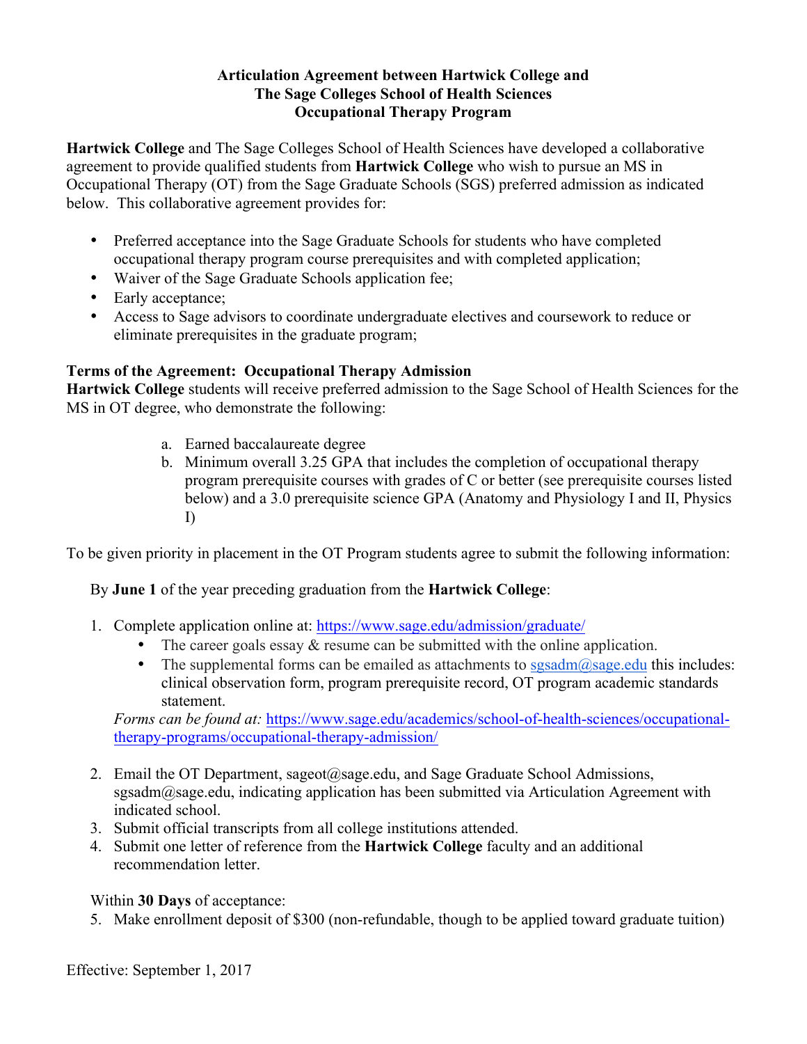# Articulation Agreement between Hartwick College and The Sage Colleges School of Health Sciences Occupational Therapy Program

**Hartwick College** and The Sage Colleges School of Health Sciences have developed a collaborative agreement to provide qualified students from **Hartwick College** who wish to pursue an MS in Occupational Therapy (OT) from the Sage Graduate Schools (SGS) preferred admission as indicated below. This collaborative agreement provides for:

- Preferred acceptance into the Sage Graduate Schools for students who have completed occupational therapy program course prerequisites and with completed application;
- Waiver of the Sage Graduate Schools application fee;
- Early acceptance;
- Access to Sage advisors to coordinate undergraduate electives and coursework to reduce or eliminate prerequisites in the graduate program;

**Terms of the Agreement: Occupational Therapy Admission**

**Hartwick College** students will receive preferred admission to the Sage School of Health Sciences for the MS in OT degree, who demonstrate the following:

a. Earned baccalaureate degree
b. Minimum overall 3.25 GPA that includes the completion of occupational therapy program prerequisite courses with grades of C or better (see prerequisite courses listed below) and a 3.0 prerequisite science GPA (Anatomy and Physiology I and II, Physics I)

To be given priority in placement in the OT Program students agree to submit the following information:

By **June 1** of the year preceding graduation from the **Hartwick College**:

1. Complete application online at: https://www.sage.edu/admission/graduate/
    - The career goals essay & resume can be submitted with the online application.
    - The supplemental forms can be emailed as attachments to sgsadm@sage.edu this includes: clinical observation form, program prerequisite record, OT program academic standards statement.

    *Forms can be found at:* https://www.sage.edu/academics/school-of-health-sciences/occupational-therapy-programs/occupational-therapy-admission/

2. Email the OT Department, sageot@sage.edu, and Sage Graduate School Admissions, sgsadm@sage.edu, indicating application has been submitted via Articulation Agreement with indicated school.
3. Submit official transcripts from all college institutions attended.
4. Submit one letter of reference from the **Hartwick College** faculty and an additional recommendation letter.

Within **30 Days** of acceptance:

5. Make enrollment deposit of $300 (non-refundable, though to be applied toward graduate tuition)

Effective: September 1, 2017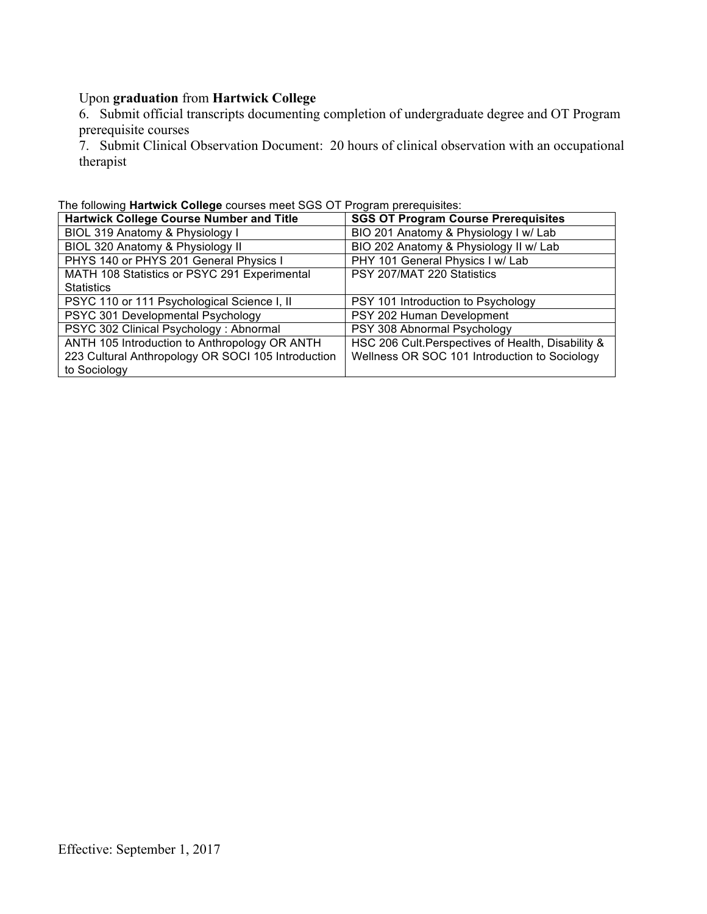Upon **graduation** from **Hartwick College**

6. Submit official transcripts documenting completion of undergraduate degree and OT Program prerequisite courses
7. Submit Clinical Observation Document: 20 hours of clinical observation with an occupational therapist

The following **Hartwick College** courses meet SGS OT Program prerequisites:

| Hartwick College Course Number and Title | SGS OT Program Course Prerequisites |
|---|---|
| BIOL 319 Anatomy & Physiology I | BIO 201 Anatomy & Physiology I w/ Lab |
| BIOL 320 Anatomy & Physiology II | BIO 202 Anatomy & Physiology II w/ Lab |
| PHYS 140 or PHYS 201 General Physics I | PHY 101 General Physics I w/ Lab |
| MATH 108 Statistics or PSYC 291 Experimental Statistics | PSY 207/MAT 220 Statistics |
| PSYC 110 or 111 Psychological Science I, II | PSY 101 Introduction to Psychology |
| PSYC 301 Developmental Psychology | PSY 202 Human Development |
| PSYC 302 Clinical Psychology : Abnormal | PSY 308 Abnormal Psychology |
| ANTH 105 Introduction to Anthropology OR ANTH 223 Cultural Anthropology OR SOCI 105 Introduction to Sociology | HSC 206 Cult.Perspectives of Health, Disability & Wellness OR SOC 101 Introduction to Sociology |

Effective: September 1, 2017